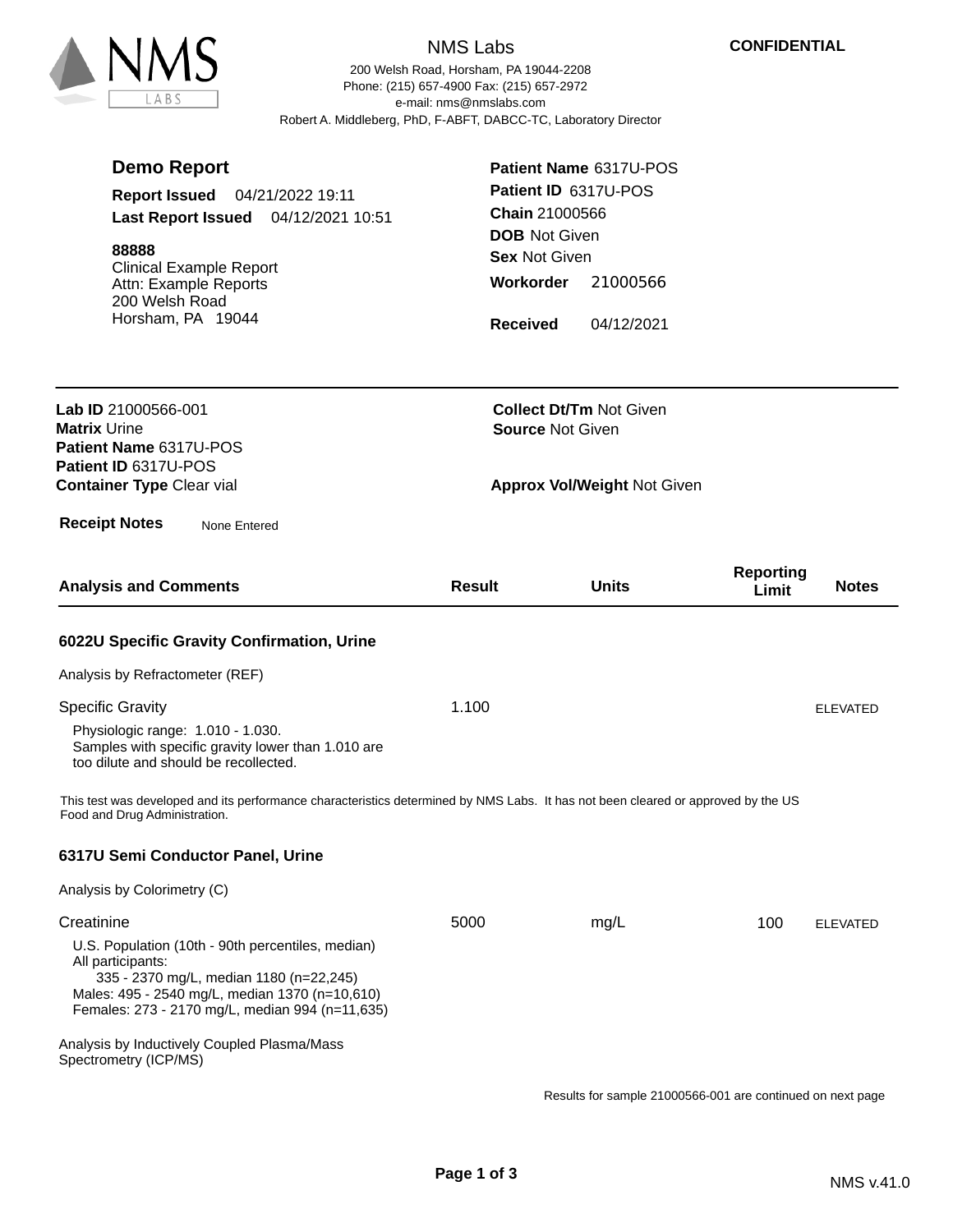# NMS Labs

200 Welsh Road, Horsham, PA 19044-2208
Phone: (215) 657-4900 Fax: (215) 657-2972
e-mail: nms@nmslabs.com
Robert A. Middleberg, PhD, F-ABFT, DABCC-TC, Laboratory Director

**CONFIDENTIAL**

## Demo Report

**Report Issued** 04/21/2022 19:11
**Last Report Issued** 04/12/2021 10:51

**88888**
Clinical Example Report
Attn: Example Reports
200 Welsh Road
Horsham, PA 19044

**Patient Name** 6317U-POS
**Patient ID** 6317U-POS
**Chain** 21000566
**DOB** Not Given
**Sex** Not Given
**Workorder** 21000566
**Received** 04/12/2021

---

**Lab ID** 21000566-001
**Matrix** Urine
**Patient Name** 6317U-POS
**Patient ID** 6317U-POS
**Container Type** Clear vial

**Collect Dt/Tm** Not Given
**Source** Not Given
**Approx Vol/Weight** Not Given

**Receipt Notes** None Entered

| Analysis and Comments | Result | Units | Reporting Limit | Notes |
|---|---|---|---|---|

### 6022U Specific Gravity Confirmation, Urine

Analysis by Refractometer (REF)

| Analysis and Comments | Result | Units | Reporting Limit | Notes |
|---|---|---|---|---|
| Specific Gravity | 1.100 | | | ELEVATED |

Physiologic range: 1.010 - 1.030.
Samples with specific gravity lower than 1.010 are too dilute and should be recollected.

This test was developed and its performance characteristics determined by NMS Labs. It has not been cleared or approved by the US Food and Drug Administration.

### 6317U Semi Conductor Panel, Urine

Analysis by Colorimetry (C)

| Analysis and Comments | Result | Units | Reporting Limit | Notes |
|---|---|---|---|---|
| Creatinine | 5000 | mg/L | 100 | ELEVATED |

U.S. Population (10th - 90th percentiles, median)
All participants:
335 - 2370 mg/L, median 1180 (n=22,245)
Males: 495 - 2540 mg/L, median 1370 (n=10,610)
Females: 273 - 2170 mg/L, median 994 (n=11,635)

Analysis by Inductively Coupled Plasma/Mass Spectrometry (ICP/MS)

Results for sample 21000566-001 are continued on next page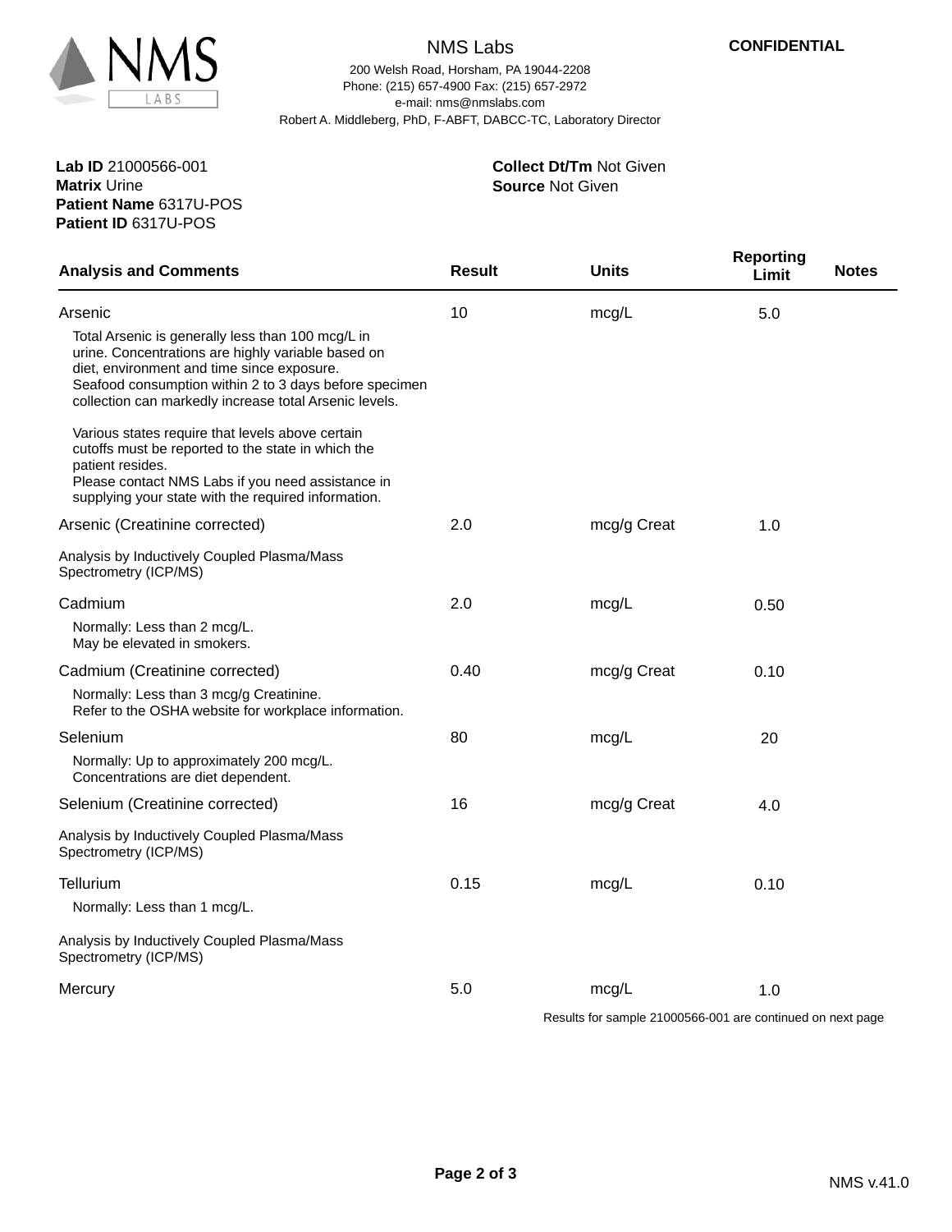**NMS Labs**

200 Welsh Road, Horsham, PA 19044-2208
Phone: (215) 657-4900 Fax: (215) 657-2972
e-mail: nms@nmslabs.com
Robert A. Middleberg, PhD, F-ABFT, DABCC-TC, Laboratory Director

**CONFIDENTIAL**

**Lab ID** 21000566-001
**Matrix** Urine
**Patient Name** 6317U-POS
**Patient ID** 6317U-POS

**Collect Dt/Tm** Not Given
**Source** Not Given

| Analysis and Comments | Result | Units | Reporting Limit | Notes |
|---|---|---|---|---|
| Arsenic | 10 | mcg/L | 5.0 | |
| Total Arsenic is generally less than 100 mcg/L in urine. Concentrations are highly variable based on diet, environment and time since exposure. Seafood consumption within 2 to 3 days before specimen collection can markedly increase total Arsenic levels. Various states require that levels above certain cutoffs must be reported to the state in which the patient resides. Please contact NMS Labs if you need assistance in supplying your state with the required information. | | | | |
| Arsenic (Creatinine corrected) | 2.0 | mcg/g Creat | 1.0 | |
| Analysis by Inductively Coupled Plasma/Mass Spectrometry (ICP/MS) | | | | |
| Cadmium | 2.0 | mcg/L | 0.50 | |
| Normally: Less than 2 mcg/L. May be elevated in smokers. | | | | |
| Cadmium (Creatinine corrected) | 0.40 | mcg/g Creat | 0.10 | |
| Normally: Less than 3 mcg/g Creatinine. Refer to the OSHA website for workplace information. | | | | |
| Selenium | 80 | mcg/L | 20 | |
| Normally: Up to approximately 200 mcg/L. Concentrations are diet dependent. | | | | |
| Selenium (Creatinine corrected) | 16 | mcg/g Creat | 4.0 | |
| Analysis by Inductively Coupled Plasma/Mass Spectrometry (ICP/MS) | | | | |
| Tellurium | 0.15 | mcg/L | 0.10 | |
| Normally: Less than 1 mcg/L. | | | | |
| Analysis by Inductively Coupled Plasma/Mass Spectrometry (ICP/MS) | | | | |
| Mercury | 5.0 | mcg/L | 1.0 | |

Results for sample 21000566-001 are continued on next page

NMS v.41.0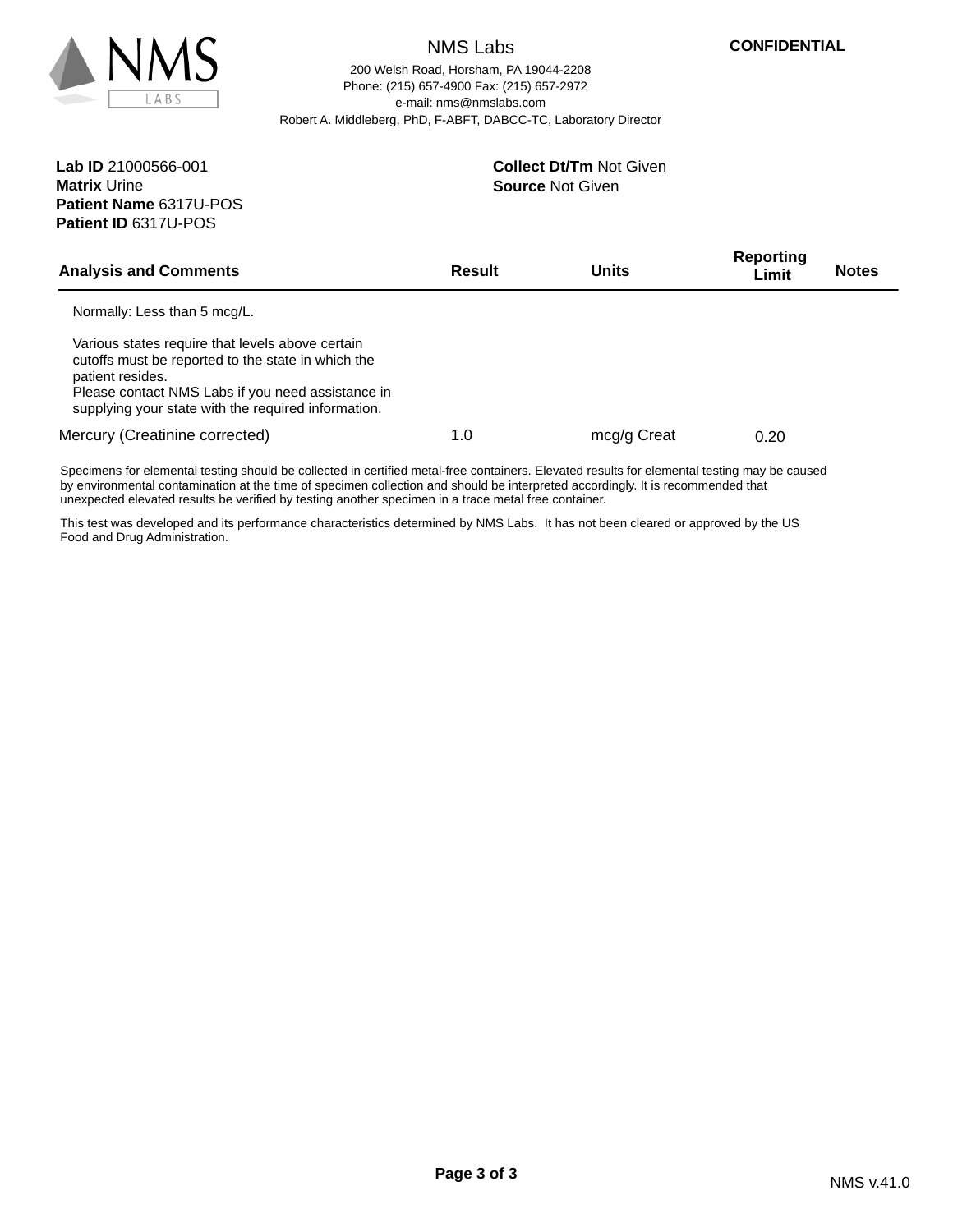NMS Labs

200 Welsh Road, Horsham, PA 19044-2208
Phone: (215) 657-4900 Fax: (215) 657-2972
e-mail: nms@nmslabs.com
Robert A. Middleberg, PhD, F-ABFT, DABCC-TC, Laboratory Director

**CONFIDENTIAL**

**Lab ID** 21000566-001
**Matrix** Urine
**Patient Name** 6317U-POS
**Patient ID** 6317U-POS

**Collect Dt/Tm** Not Given
**Source** Not Given

| Analysis and Comments | Result | Units | Reporting Limit | Notes |
|---|---|---|---|---|
| Normally: Less than 5 mcg/L.<br><br>Various states require that levels above certain cutoffs must be reported to the state in which the patient resides.<br>Please contact NMS Labs if you need assistance in supplying your state with the required information. | | | | |
| Mercury (Creatinine corrected) | 1.0 | mcg/g Creat | 0.20 | |

Specimens for elemental testing should be collected in certified metal-free containers. Elevated results for elemental testing may be caused by environmental contamination at the time of specimen collection and should be interpreted accordingly. It is recommended that unexpected elevated results be verified by testing another specimen in a trace metal free container.

This test was developed and its performance characteristics determined by NMS Labs. It has not been cleared or approved by the US Food and Drug Administration.

NMS v.41.0